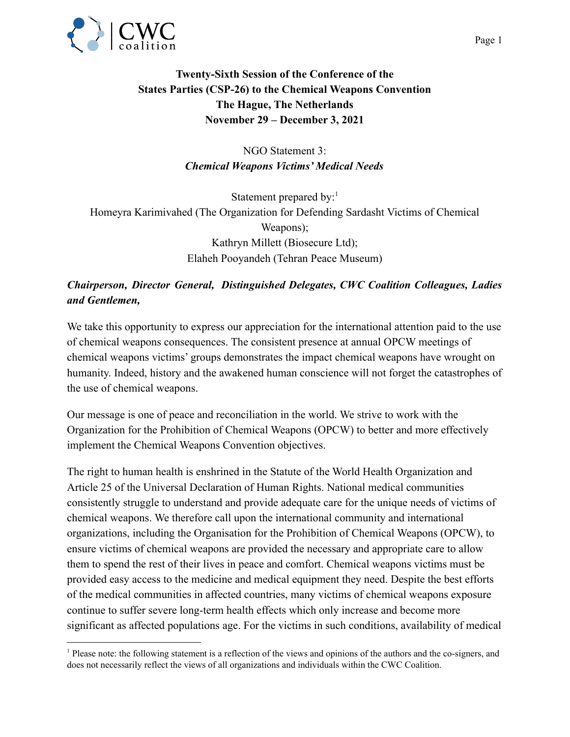**Twenty-Sixth Session of the Conference of the States Parties (CSP-26) to the Chemical Weapons Convention**
**The Hague, The Netherlands**
**November 29 – December 3, 2021**

NGO Statement 3:
***Chemical Weapons Victims' Medical Needs***

Statement prepared by:[1]
Homeyra Karimivahed (The Organization for Defending Sardasht Victims of Chemical Weapons);
Kathryn Millett (Biosecure Ltd);
Elaheh Pooyandeh (Tehran Peace Museum)

***Chairperson, Director General, Distinguished Delegates, CWC Coalition Colleagues, Ladies and Gentlemen,***

We take this opportunity to express our appreciation for the international attention paid to the use of chemical weapons consequences. The consistent presence at annual OPCW meetings of chemical weapons victims' groups demonstrates the impact chemical weapons have wrought on humanity. Indeed, history and the awakened human conscience will not forget the catastrophes of the use of chemical weapons.

Our message is one of peace and reconciliation in the world. We strive to work with the Organization for the Prohibition of Chemical Weapons (OPCW) to better and more effectively implement the Chemical Weapons Convention objectives.

The right to human health is enshrined in the Statute of the World Health Organization and Article 25 of the Universal Declaration of Human Rights. National medical communities consistently struggle to understand and provide adequate care for the unique needs of victims of chemical weapons. We therefore call upon the international community and international organizations, including the Organisation for the Prohibition of Chemical Weapons (OPCW), to ensure victims of chemical weapons are provided the necessary and appropriate care to allow them to spend the rest of their lives in peace and comfort. Chemical weapons victims must be provided easy access to the medicine and medical equipment they need. Despite the best efforts of the medical communities in affected countries, many victims of chemical weapons exposure continue to suffer severe long-term health effects which only increase and become more significant as affected populations age. For the victims in such conditions, availability of medical

[1] Please note: the following statement is a reflection of the views and opinions of the authors and the co-signers, and does not necessarily reflect the views of all organizations and individuals within the CWC Coalition.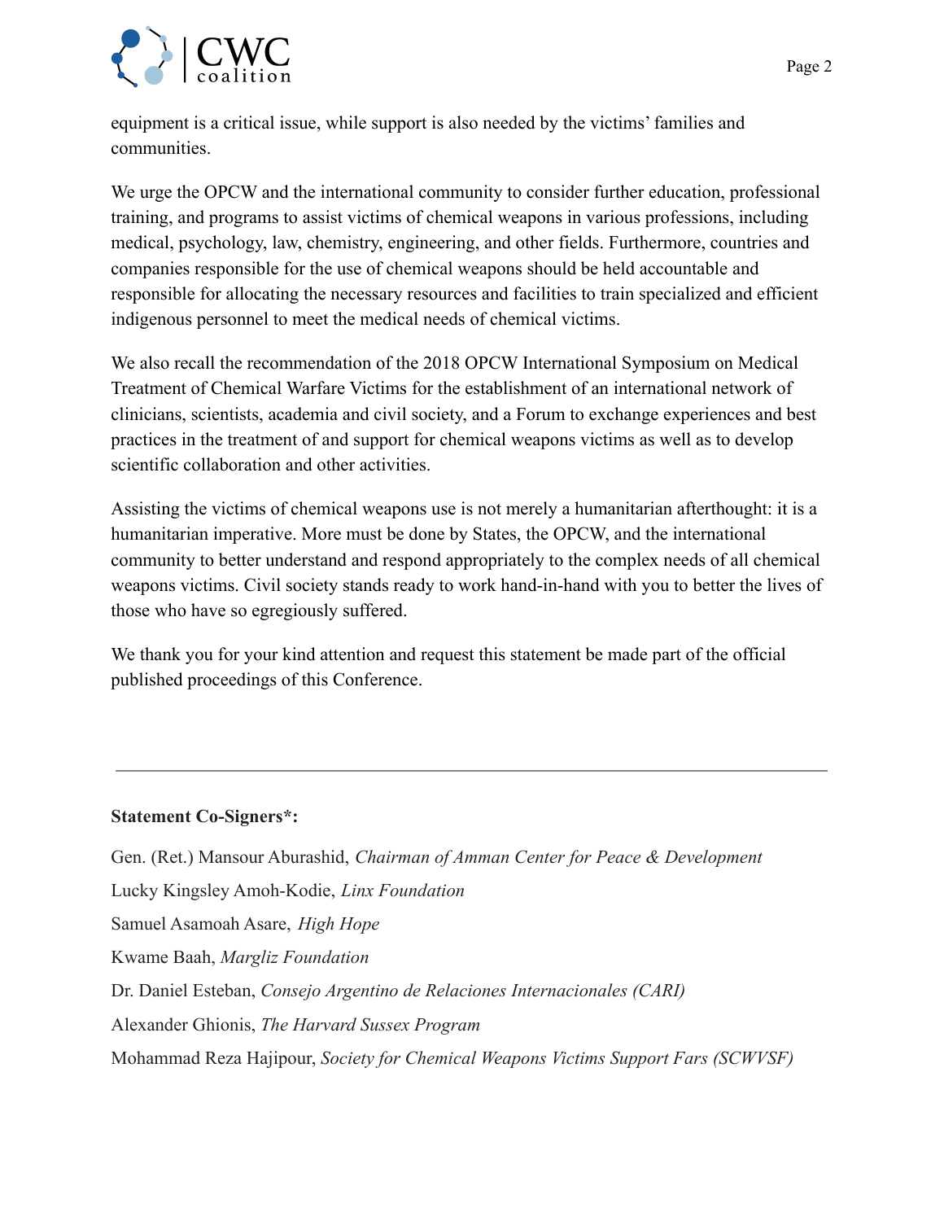equipment is a critical issue, while support is also needed by the victims' families and communities.

We urge the OPCW and the international community to consider further education, professional training, and programs to assist victims of chemical weapons in various professions, including medical, psychology, law, chemistry, engineering, and other fields. Furthermore, countries and companies responsible for the use of chemical weapons should be held accountable and responsible for allocating the necessary resources and facilities to train specialized and efficient indigenous personnel to meet the medical needs of chemical victims.

We also recall the recommendation of the 2018 OPCW International Symposium on Medical Treatment of Chemical Warfare Victims for the establishment of an international network of clinicians, scientists, academia and civil society, and a Forum to exchange experiences and best practices in the treatment of and support for chemical weapons victims as well as to develop scientific collaboration and other activities.

Assisting the victims of chemical weapons use is not merely a humanitarian afterthought: it is a humanitarian imperative. More must be done by States, the OPCW, and the international community to better understand and respond appropriately to the complex needs of all chemical weapons victims. Civil society stands ready to work hand-in-hand with you to better the lives of those who have so egregiously suffered.

We thank you for your kind attention and request this statement be made part of the official published proceedings of this Conference.

---

**Statement Co-Signers*:**

Gen. (Ret.) Mansour Aburashid, *Chairman of Amman Center for Peace & Development*

Lucky Kingsley Amoh-Kodie, *Linx Foundation*

Samuel Asamoah Asare, *High Hope*

Kwame Baah, *Margliz Foundation*

Dr. Daniel Esteban, *Consejo Argentino de Relaciones Internacionales (CARI)*

Alexander Ghionis, *The Harvard Sussex Program*

Mohammad Reza Hajipour, *Society for Chemical Weapons Victims Support Fars (SCWVSF)*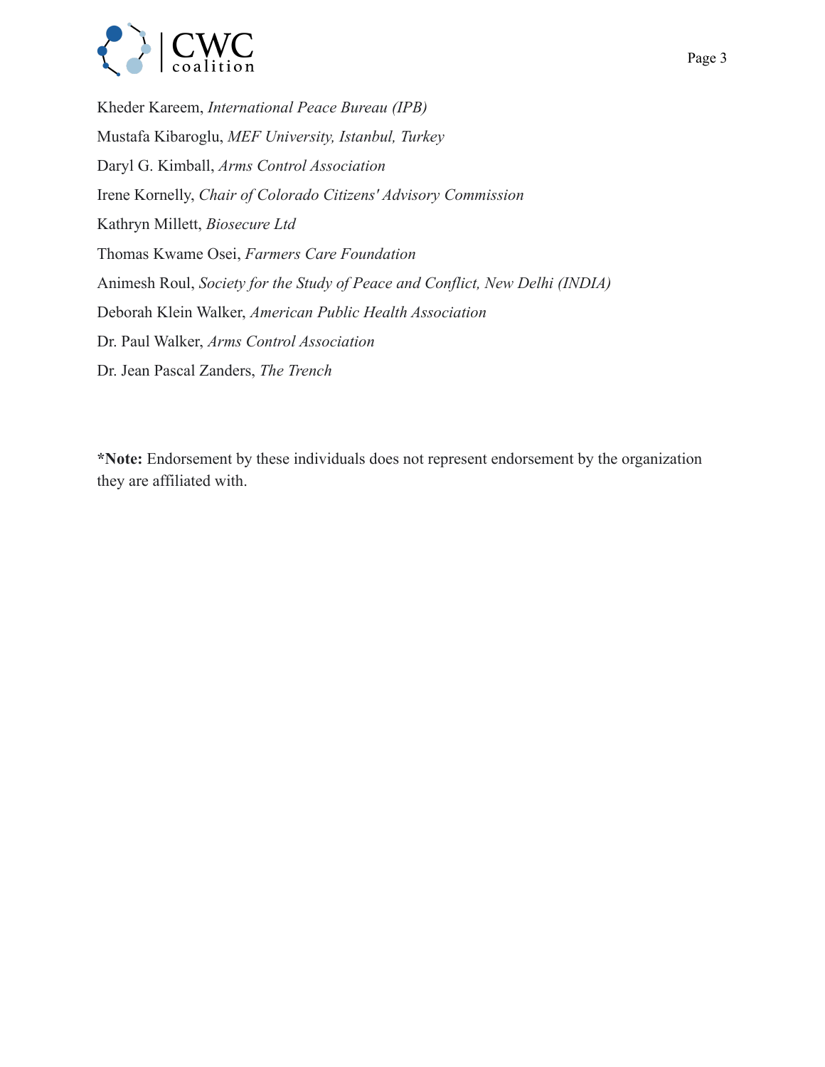Kheder Kareem, *International Peace Bureau (IPB)*

Mustafa Kibaroglu, *MEF University, Istanbul, Turkey*

Daryl G. Kimball, *Arms Control Association*

Irene Kornelly, *Chair of Colorado Citizens' Advisory Commission*

Kathryn Millett, *Biosecure Ltd*

Thomas Kwame Osei, *Farmers Care Foundation*

Animesh Roul, *Society for the Study of Peace and Conflict, New Delhi (INDIA)*

Deborah Klein Walker, *American Public Health Association*

Dr. Paul Walker, *Arms Control Association*

Dr. Jean Pascal Zanders, *The Trench*

***Note:** Endorsement by these individuals does not represent endorsement by the organization they are affiliated with.